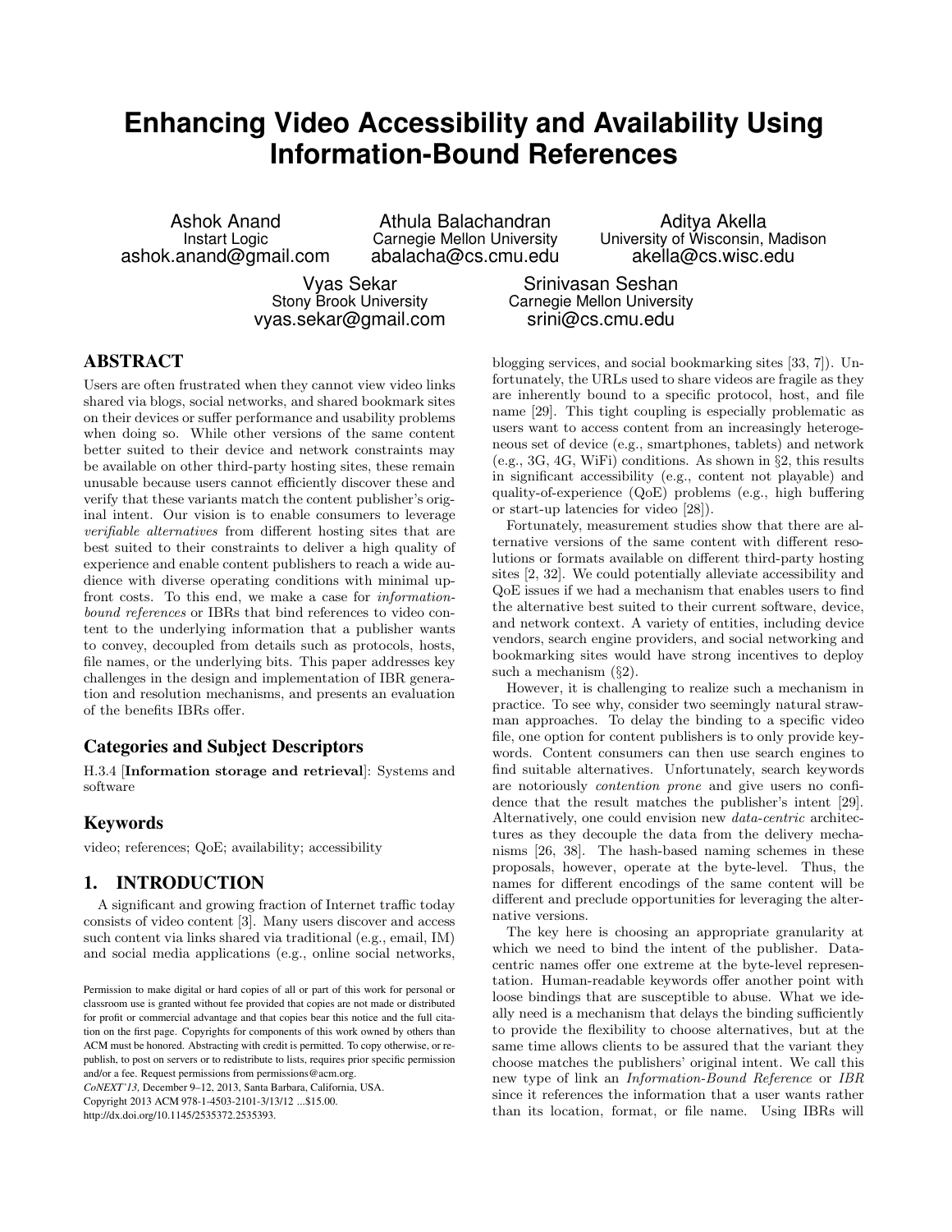# Enhancing Video Accessibility and Availability Using Information-Bound References

Ashok Anand
Instart Logic
ashok.anand@gmail.com

Athula Balachandran
Carnegie Mellon University
abalacha@cs.cmu.edu

Aditya Akella
University of Wisconsin, Madison
akella@cs.wisc.edu

Vyas Sekar
Stony Brook University
vyas.sekar@gmail.com

Srinivasan Seshan
Carnegie Mellon University
srini@cs.cmu.edu

## ABSTRACT

Users are often frustrated when they cannot view video links shared via blogs, social networks, and shared bookmark sites on their devices or suffer performance and usability problems when doing so. While other versions of the same content better suited to their device and network constraints may be available on other third-party hosting sites, these remain unusable because users cannot efficiently discover these and verify that these variants match the content publisher's original intent. Our vision is to enable consumers to leverage *verifiable alternatives* from different hosting sites that are best suited to their constraints to deliver a high quality of experience and enable content publishers to reach a wide audience with diverse operating conditions with minimal upfront costs. To this end, we make a case for *information-bound references* or IBRs that bind references to video content to the underlying information that a publisher wants to convey, decoupled from details such as protocols, hosts, file names, or the underlying bits. This paper addresses key challenges in the design and implementation of IBR generation and resolution mechanisms, and presents an evaluation of the benefits IBRs offer.

### Categories and Subject Descriptors

H.3.4 [**Information storage and retrieval**]: Systems and software

### Keywords

video; references; QoE; availability; accessibility

## 1. INTRODUCTION

A significant and growing fraction of Internet traffic today consists of video content [3]. Many users discover and access such content via links shared via traditional (e.g., email, IM) and social media applications (e.g., online social networks, blogging services, and social bookmarking sites [33, 7]). Unfortunately, the URLs used to share videos are fragile as they are inherently bound to a specific protocol, host, and file name [29]. This tight coupling is especially problematic as users want to access content from an increasingly heterogeneous set of device (e.g., smartphones, tablets) and network (e.g., 3G, 4G, WiFi) conditions. As shown in §2, this results in significant accessibility (e.g., content not playable) and quality-of-experience (QoE) problems (e.g., high buffering or start-up latencies for video [28]).

Fortunately, measurement studies show that there are alternative versions of the same content with different resolutions or formats available on different third-party hosting sites [2, 32]. We could potentially alleviate accessibility and QoE issues if we had a mechanism that enables users to find the alternative best suited to their current software, device, and network context. A variety of entities, including device vendors, search engine providers, and social networking and bookmarking sites would have strong incentives to deploy such a mechanism (§2).

However, it is challenging to realize such a mechanism in practice. To see why, consider two seemingly natural strawman approaches. To delay the binding to a specific video file, one option for content publishers is to only provide keywords. Content consumers can then use search engines to find suitable alternatives. Unfortunately, search keywords are notoriously *contention prone* and give users no confidence that the result matches the publisher's intent [29]. Alternatively, one could envision new *data-centric* architectures as they decouple the data from the delivery mechanisms [26, 38]. The hash-based naming schemes in these proposals, however, operate at the byte-level. Thus, the names for different encodings of the same content will be different and preclude opportunities for leveraging the alternative versions.

The key here is choosing an appropriate granularity at which we need to bind the intent of the publisher. Data-centric names offer one extreme at the byte-level representation. Human-readable keywords offer another point with loose bindings that are susceptible to abuse. What we ideally need is a mechanism that delays the binding sufficiently to provide the flexibility to choose alternatives, but at the same time allows clients to be assured that the variant they choose matches the publishers' original intent. We call this new type of link an *Information-Bound Reference* or *IBR* since it references the information that a user wants rather than its location, format, or file name. Using IBRs will

Permission to make digital or hard copies of all or part of this work for personal or classroom use is granted without fee provided that copies are not made or distributed for profit or commercial advantage and that copies bear this notice and the full citation on the first page. Copyrights for components of this work owned by others than ACM must be honored. Abstracting with credit is permitted. To copy otherwise, or republish, to post on servers or to redistribute to lists, requires prior specific permission and/or a fee. Request permissions from permissions@acm.org.
*CoNEXT'13,* December 9–12, 2013, Santa Barbara, California, USA.
Copyright 2013 ACM 978-1-4503-2101-3/13/12 ...$15.00.
http://dx.doi.org/10.1145/2535372.2535393.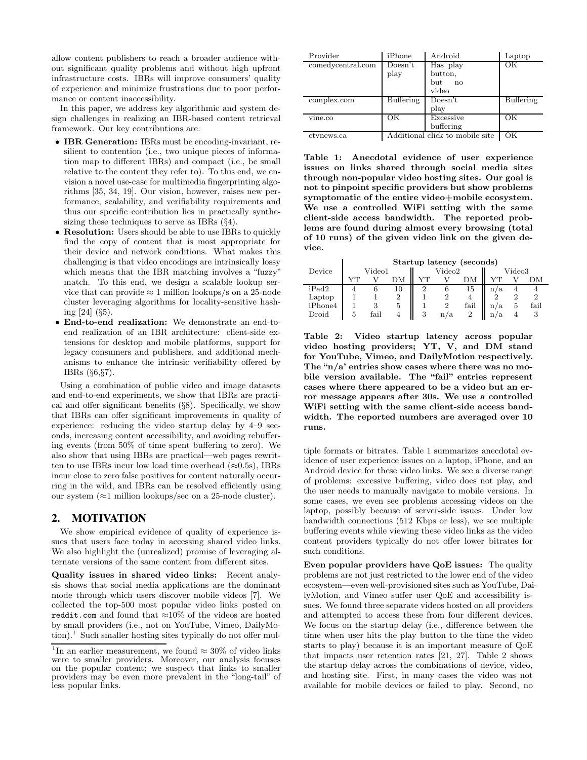allow content publishers to reach a broader audience without significant quality problems and without high upfront infrastructure costs. IBRs will improve consumers' quality of experience and minimize frustrations due to poor performance or content inaccessibility.

In this paper, we address key algorithmic and system design challenges in realizing an IBR-based content retrieval framework. Our key contributions are:

- **IBR Generation:** IBRs must be encoding-invariant, resilient to contention (i.e., two unique pieces of information map to different IBRs) and compact (i.e., be small relative to the content they refer to). To this end, we envision a novel use-case for multimedia fingerprinting algorithms [35, 34, 19]. Our vision, however, raises new performance, scalability, and verifiability requirements and thus our specific contribution lies in practically synthesizing these techniques to serve as IBRs (§4).
- **Resolution:** Users should be able to use IBRs to quickly find the copy of content that is most appropriate for their device and network conditions. What makes this challenging is that video encodings are intrinsically lossy which means that the IBR matching involves a "fuzzy" match. To this end, we design a scalable lookup service that can provide $\approx$ 1 million lookups/s on a 25-node cluster leveraging algorithms for locality-sensitive hashing [24] (§5).
- **End-to-end realization:** We demonstrate an end-to-end realization of an IBR architecture: client-side extensions for desktop and mobile platforms, support for legacy consumers and publishers, and additional mechanisms to enhance the intrinsic verifiability offered by IBRs (§6,§7).

Using a combination of public video and image datasets and end-to-end experiments, we show that IBRs are practical and offer significant benefits (§8). Specifically, we show that IBRs can offer significant improvements in quality of experience: reducing the video startup delay by 4–9 seconds, increasing content accessibility, and avoiding rebuffering events (from 50% of time spent buffering to zero). We also show that using IBRs are practical—web pages rewritten to use IBRs incur low load time overhead ($\approx$0.5s), IBRs incur close to zero false positives for content naturally occurring in the wild, and IBRs can be resolved efficiently using our system ($\approx$1 million lookups/sec on a 25-node cluster).

## 2. MOTIVATION

We show empirical evidence of quality of experience issues that users face today in accessing shared video links. We also highlight the (unrealized) promise of leveraging alternate versions of the same content from different sites.

**Quality issues in shared video links:** Recent analysis shows that social media applications are the dominant mode through which users discover mobile videos [7]. We collected the top-500 most popular video links posted on `reddit.com` and found that $\approx$10% of the videos are hosted by small providers (i.e., not on YouTube, Vimeo, DailyMotion).[1] Such smaller hosting sites typically do not offer multiple formats or bitrates. Table 1 summarizes anecdotal evidence of user experience issues on a laptop, iPhone, and an Android device for these video links. We see a diverse range of problems: excessive buffering, video does not play, and the user needs to manually navigate to mobile versions. In some cases, we even see problems accessing videos on the laptop, possibly because of server-side issues. Under low bandwidth connections (512 Kbps or less), we see multiple buffering events while viewing these video links as the video content providers typically do not offer lower bitrates for such conditions.

[1] In an earlier measurement, we found $\approx$ 30% of video links were to smaller providers. Moreover, our analysis focuses on the popular content; we suspect that links to smaller providers may be even more prevalent in the "long-tail" of less popular links.

| Provider | iPhone | Android | Laptop |
|---|---|---|---|
| comedycentral.com | Doesn't play | Has play button, but no video | OK |
| complex.com | Buffering | Doesn't play | Buffering |
| vine.co | OK | Excessive buffering | OK |
| ctvnews.ca | Additional click to mobile site | | OK |

**Table 1: Anecdotal evidence of user experience issues on links shared through social media sites through non-popular video hosting sites. Our goal is not to pinpoint specific providers but show problems symptomatic of the entire video+mobile ecosystem. We use a controlled WiFi setting with the same client-side access bandwidth. The reported problems are found during almost every browsing (total of 10 runs) of the given video link on the given device.**

| Device | Startup latency (seconds) | | | | | | | | |
|---|---|---|---|---|---|---|---|---|---|
| | Video1 | | | Video2 | | | Video3 | | |
| | YT | V | DM | YT | V | DM | YT | V | DM |
| iPad2 | 4 | 6 | 10 | 2 | 6 | 15 | n/a | 4 | 4 |
| Laptop | 1 | 1 | 2 | 1 | 2 | 4 | 2 | 2 | 2 |
| iPhone4 | 1 | 3 | 5 | 1 | 2 | fail | n/a | 5 | fail |
| Droid | 5 | fail | 4 | 3 | n/a | 2 | n/a | 4 | 3 |

**Table 2: Video startup latency across popular video hosting providers; YT, V, and DM stand for YouTube, Vimeo, and DailyMotion respectively. The "n/a' entries show cases where there was no mobile version available. The "fail" entries represent cases where there appeared to be a video but an error message appears after 30s. We use a controlled WiFi setting with the same client-side access bandwidth. The reported numbers are averaged over 10 runs.**

**Even popular providers have QoE issues:** The quality problems are not just restricted to the lower end of the video ecosystem—even well-provisioned sites such as YouTube, DailyMotion, and Vimeo suffer user QoE and accessibility issues. We found three separate videos hosted on all providers and attempted to access these from four different devices. We focus on the startup delay (i.e., difference between the time when user hits the play button to the time the video starts to play) because it is an important measure of QoE that impacts user retention rates [21, 27]. Table 2 shows the startup delay across the combinations of device, video, and hosting site. First, in many cases the video was not available for mobile devices or failed to play. Second, no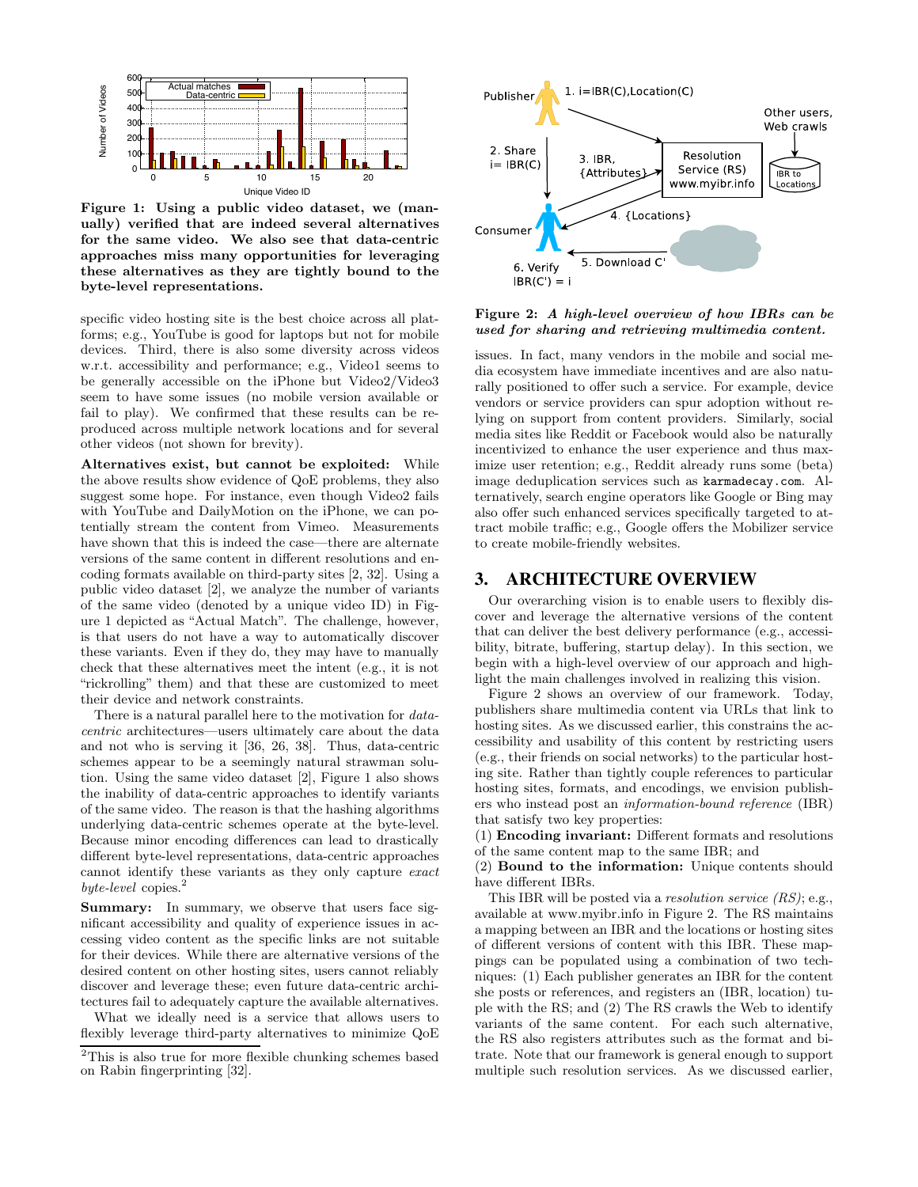600
500
400
300
200
100
0

Number of Videos

Actual matches
Data-centric

0 5 10 15 20

Unique Video ID

**Figure 1: Using a public video dataset, we (manually) verified that are indeed several alternatives for the same video. We also see that data-centric approaches miss many opportunities for leveraging these alternatives as they are tightly bound to the byte-level representations.**

specific video hosting site is the best choice across all platforms; e.g., YouTube is good for laptops but not for mobile devices. Third, there is also some diversity across videos w.r.t. accessibility and performance; e.g., Video1 seems to be generally accessible on the iPhone but Video2/Video3 seem to have some issues (no mobile version available or fail to play). We confirmed that these results can be reproduced across multiple network locations and for several other videos (not shown for brevity).

**Alternatives exist, but cannot be exploited:** While the above results show evidence of QoE problems, they also suggest some hope. For instance, even though Video2 fails with YouTube and DailyMotion on the iPhone, we can potentially stream the content from Vimeo. Measurements have shown that this is indeed the case—there are alternate versions of the same content in different resolutions and encoding formats available on third-party sites [2, 32]. Using a public video dataset [2], we analyze the number of variants of the same video (denoted by a unique video ID) in Figure 1 depicted as "Actual Match". The challenge, however, is that users do not have a way to automatically discover these variants. Even if they do, they may have to manually check that these alternatives meet the intent (e.g., it is not "rickrolling" them) and that these are customized to meet their device and network constraints.

There is a natural parallel here to the motivation for *data-centric* architectures—users ultimately care about the data and not who is serving it [36, 26, 38]. Thus, data-centric schemes appear to be a seemingly natural strawman solution. Using the same video dataset [2], Figure 1 also shows the inability of data-centric approaches to identify variants of the same video. The reason is that the hashing algorithms underlying data-centric schemes operate at the byte-level. Because minor encoding differences can lead to drastically different byte-level representations, data-centric approaches cannot identify these variants as they only capture *exact byte-level* copies.[2]

**Summary:** In summary, we observe that users face significant accessibility and quality of experience issues in accessing video content as the specific links are not suitable for their devices. While there are alternative versions of the desired content on other hosting sites, users cannot reliably discover and leverage these; even future data-centric architectures fail to adequately capture the available alternatives.

What we ideally need is a service that allows users to flexibly leverage third-party alternatives to minimize QoE issues. In fact, many vendors in the mobile and social media ecosystem have immediate incentives and are also naturally positioned to offer such a service. For example, device vendors or service providers can spur adoption without relying on support from content providers. Similarly, social media sites like Reddit or Facebook would also be naturally incentivized to enhance the user experience and thus maximize user retention; e.g., Reddit already runs some (beta) image deduplication services such as `karmadecay.com`. Alternatively, search engine operators like Google or Bing may also offer such enhanced services specifically targeted to attract mobile traffic; e.g., Google offers the Mobilizer service to create mobile-friendly websites.

[2]This is also true for more flexible chunking schemes based on Rabin fingerprinting [32].

Publisher
1. i=IBR(C),Location(C)
Other users, Web crawls
2. Share i= IBR(C)
3. IBR, {Attributes}
Resolution Service (RS) www.myibr.info
IBR to Locations
4. {Locations}
Consumer
6. Verify IBR(C') = i
5. Download C'

**Figure 2:** ***A high-level overview of how IBRs can be used for sharing and retrieving multimedia content.***

## 3. ARCHITECTURE OVERVIEW

Our overarching vision is to enable users to flexibly discover and leverage the alternative versions of the content that can deliver the best delivery performance (e.g., accessibility, bitrate, buffering, startup delay). In this section, we begin with a high-level overview of our approach and highlight the main challenges involved in realizing this vision.

Figure 2 shows an overview of our framework. Today, publishers share multimedia content via URLs that link to hosting sites. As we discussed earlier, this constrains the accessibility and usability of this content by restricting users (e.g., their friends on social networks) to the particular hosting site. Rather than tightly couple references to particular hosting sites, formats, and encodings, we envision publishers who instead post an *information-bound reference* (IBR) that satisfy two key properties:

(1) **Encoding invariant:** Different formats and resolutions of the same content map to the same IBR; and

(2) **Bound to the information:** Unique contents should have different IBRs.

This IBR will be posted via a *resolution service (RS)*; e.g., available at www.myibr.info in Figure 2. The RS maintains a mapping between an IBR and the locations or hosting sites of different versions of content with this IBR. These mappings can be populated using a combination of two techniques: (1) Each publisher generates an IBR for the content she posts or references, and registers an (IBR, location) tuple with the RS; and (2) The RS crawls the Web to identify variants of the same content. For each such alternative, the RS also registers attributes such as the format and bitrate. Note that our framework is general enough to support multiple such resolution services. As we discussed earlier,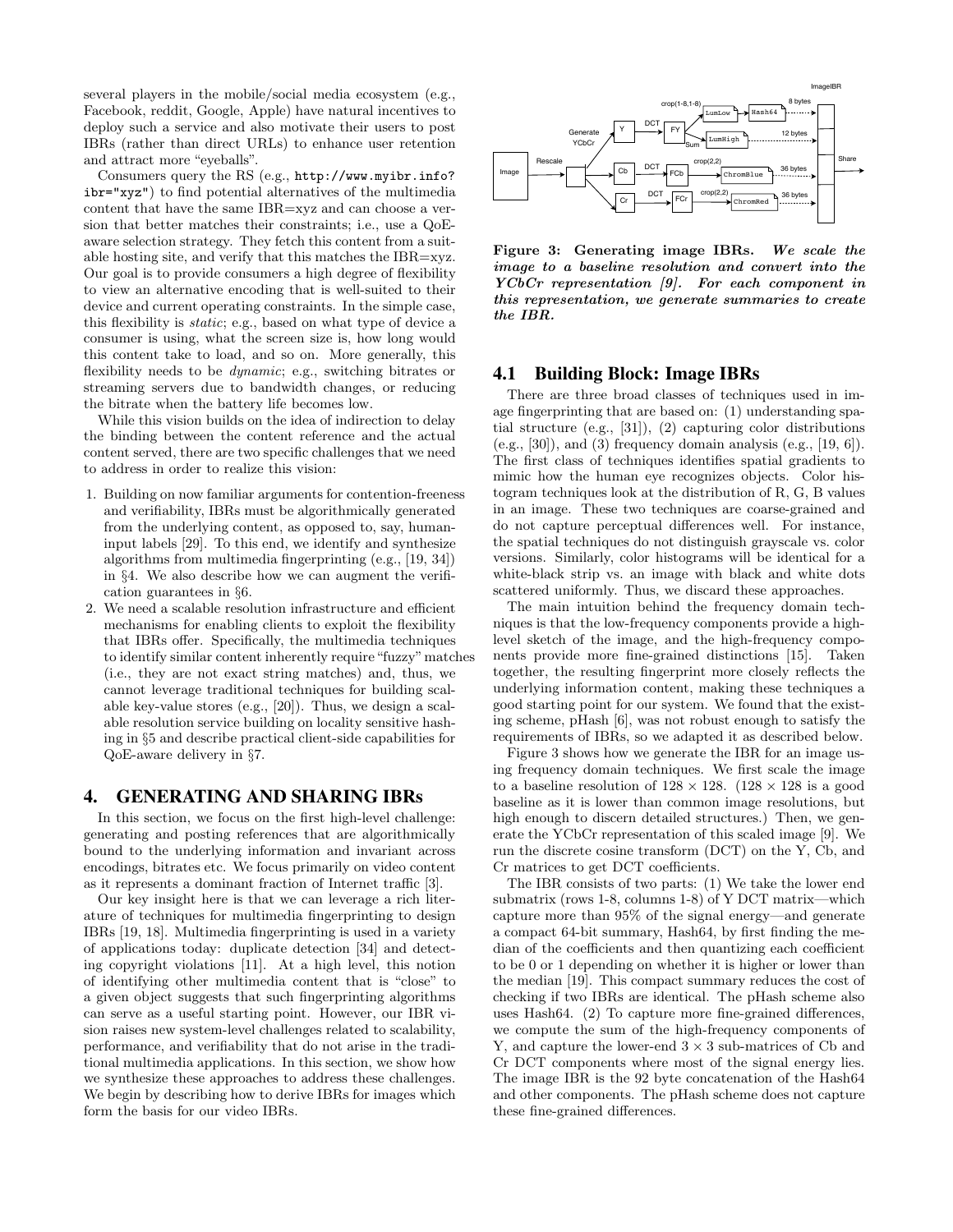several players in the mobile/social media ecosystem (e.g., Facebook, reddit, Google, Apple) have natural incentives to deploy such a service and also motivate their users to post IBRs (rather than direct URLs) to enhance user retention and attract more "eyeballs".

Consumers query the RS (e.g., `http://www.myibr.info?ibr="xyz"`) to find potential alternatives of the multimedia content that have the same IBR=xyz and can choose a version that better matches their constraints; i.e., use a QoE-aware selection strategy. They fetch this content from a suitable hosting site, and verify that this matches the IBR=xyz. Our goal is to provide consumers a high degree of flexibility to view an alternative encoding that is well-suited to their device and current operating constraints. In the simple case, this flexibility is *static*; e.g., based on what type of device a consumer is using, what the screen size is, how long would this content take to load, and so on. More generally, this flexibility needs to be *dynamic*; e.g., switching bitrates or streaming servers due to bandwidth changes, or reducing the bitrate when the battery life becomes low.

While this vision builds on the idea of indirection to delay the binding between the content reference and the actual content served, there are two specific challenges that we need to address in order to realize this vision:

1. Building on now familiar arguments for contention-freeness and verifiability, IBRs must be algorithmically generated from the underlying content, as opposed to, say, human-input labels [29]. To this end, we identify and synthesize algorithms from multimedia fingerprinting (e.g., [19, 34]) in §4. We also describe how we can augment the verification guarantees in §6.
2. We need a scalable resolution infrastructure and efficient mechanisms for enabling clients to exploit the flexibility that IBRs offer. Specifically, the multimedia techniques to identify similar content inherently require "fuzzy" matches (i.e., they are not exact string matches) and, thus, we cannot leverage traditional techniques for building scalable key-value stores (e.g., [20]). Thus, we design a scalable resolution service building on locality sensitive hashing in §5 and describe practical client-side capabilities for QoE-aware delivery in §7.

# 4. GENERATING AND SHARING IBRs

In this section, we focus on the first high-level challenge: generating and posting references that are algorithmically bound to the underlying information and invariant across encodings, bitrates etc. We focus primarily on video content as it represents a dominant fraction of Internet traffic [3].

Our key insight here is that we can leverage a rich literature of techniques for multimedia fingerprinting to design IBRs [19, 18]. Multimedia fingerprinting is used in a variety of applications today: duplicate detection [34] and detecting copyright violations [11]. At a high level, this notion of identifying other multimedia content that is "close" to a given object suggests that such fingerprinting algorithms can serve as a useful starting point. However, our IBR vision raises new system-level challenges related to scalability, performance, and verifiability that do not arise in the traditional multimedia applications. In this section, we show how we synthesize these approaches to address these challenges. We begin by describing how to derive IBRs for images which form the basis for our video IBRs.

**Figure 3: Generating image IBRs.** ***We scale the image to a baseline resolution and convert into the YCbCr representation [9]. For each component in this representation, we generate summaries to create the IBR.***

## 4.1 Building Block: Image IBRs

There are three broad classes of techniques used in image fingerprinting that are based on: (1) understanding spatial structure (e.g., [31]), (2) capturing color distributions (e.g., [30]), and (3) frequency domain analysis (e.g., [19, 6]). The first class of techniques identifies spatial gradients to mimic how the human eye recognizes objects. Color histogram techniques look at the distribution of R, G, B values in an image. These two techniques are coarse-grained and do not capture perceptual differences well. For instance, the spatial techniques do not distinguish grayscale vs. color versions. Similarly, color histograms will be identical for a white-black strip vs. an image with black and white dots scattered uniformly. Thus, we discard these approaches.

The main intuition behind the frequency domain techniques is that the low-frequency components provide a high-level sketch of the image, and the high-frequency components provide more fine-grained distinctions [15]. Taken together, the resulting fingerprint more closely reflects the underlying information content, making these techniques a good starting point for our system. We found that the existing scheme, pHash [6], was not robust enough to satisfy the requirements of IBRs, so we adapted it as described below.

Figure 3 shows how we generate the IBR for an image using frequency domain techniques. We first scale the image to a baseline resolution of $128 \times 128$. ($128 \times 128$ is a good baseline as it is lower than common image resolutions, but high enough to discern detailed structures.) Then, we generate the YCbCr representation of this scaled image [9]. We run the discrete cosine transform (DCT) on the Y, Cb, and Cr matrices to get DCT coefficients.

The IBR consists of two parts: (1) We take the lower end submatrix (rows 1-8, columns 1-8) of Y DCT matrix—which capture more than 95% of the signal energy—and generate a compact 64-bit summary, Hash64, by first finding the median of the coefficients and then quantizing each coefficient to be 0 or 1 depending on whether it is higher or lower than the median [19]. This compact summary reduces the cost of checking if two IBRs are identical. The pHash scheme also uses Hash64. (2) To capture more fine-grained differences, we compute the sum of the high-frequency components of Y, and capture the lower-end $3 \times 3$ sub-matrices of Cb and Cr DCT components where most of the signal energy lies. The image IBR is the 92 byte concatenation of the Hash64 and other components. The pHash scheme does not capture these fine-grained differences.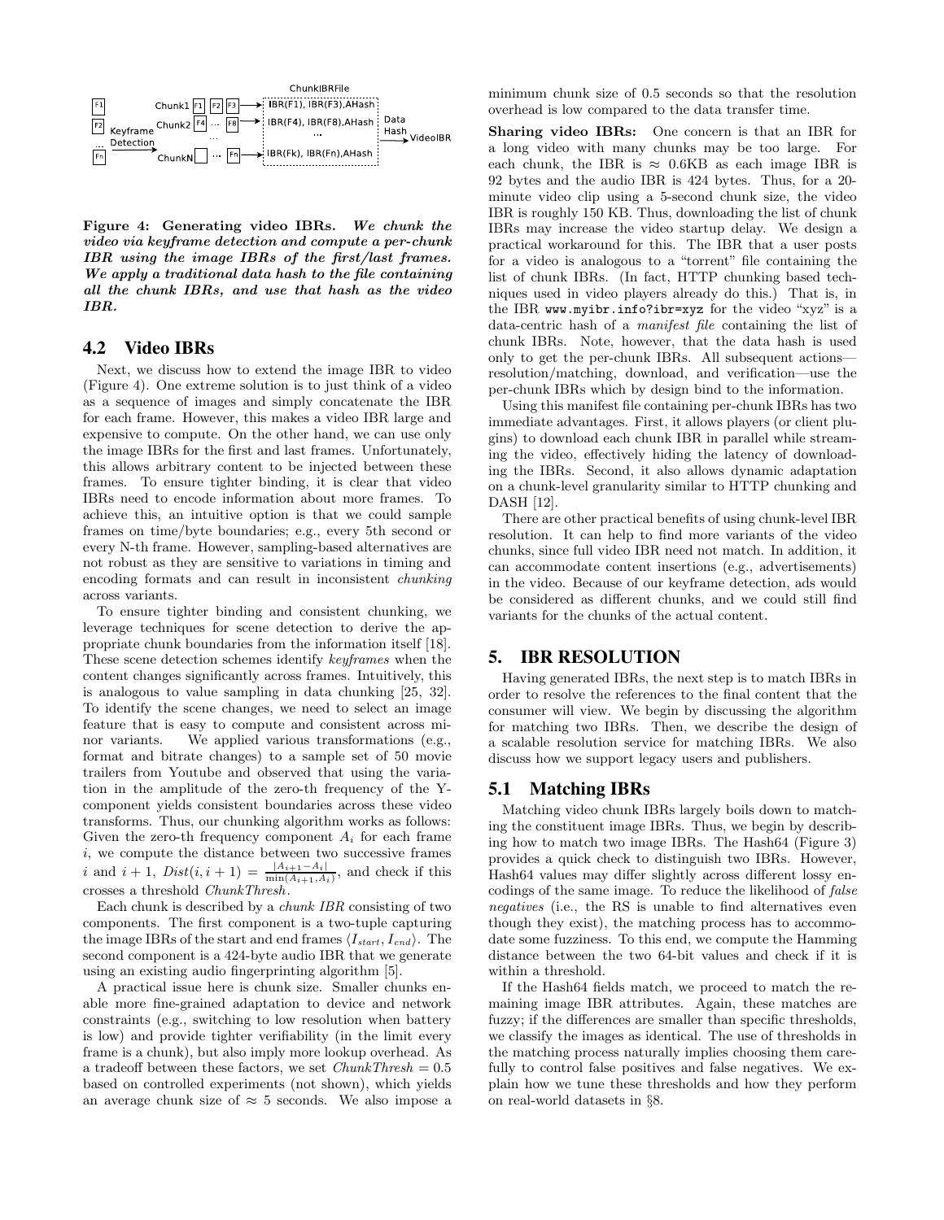ChunkIBRFile

F1

F2

...

Fn

Keyframe Detection

Chunk1 F1 F2 F3 → IBR(F1), IBR(F3),AHash

Chunk2 F4 ... F8 → IBR(F4), IBR(F8),AHash

...

ChunkN ... Fn → IBR(Fk), IBR(Fn),AHash

Data Hash → VideoIBR

**Figure 4: Generating video IBRs.** ***We chunk the video via keyframe detection and compute a per-chunk IBR using the image IBRs of the first/last frames. We apply a traditional data hash to the file containing all the chunk IBRs, and use that hash as the video IBR.***

## 4.2 Video IBRs

Next, we discuss how to extend the image IBR to video (Figure 4). One extreme solution is to just think of a video as a sequence of images and simply concatenate the IBR for each frame. However, this makes a video IBR large and expensive to compute. On the other hand, we can use only the image IBRs for the first and last frames. Unfortunately, this allows arbitrary content to be injected between these frames. To ensure tighter binding, it is clear that video IBRs need to encode information about more frames. To achieve this, an intuitive option is that we could sample frames on time/byte boundaries; e.g., every 5th second or every N-th frame. However, sampling-based alternatives are not robust as they are sensitive to variations in timing and encoding formats and can result in inconsistent *chunking* across variants.

To ensure tighter binding and consistent chunking, we leverage techniques for scene detection to derive the appropriate chunk boundaries from the information itself [18]. These scene detection schemes identify *keyframes* when the content changes significantly across frames. Intuitively, this is analogous to value sampling in data chunking [25, 32]. To identify the scene changes, we need to select an image feature that is easy to compute and consistent across minor variants. We applied various transformations (e.g., format and bitrate changes) to a sample set of 50 movie trailers from Youtube and observed that using the variation in the amplitude of the zero-th frequency of the Y-component yields consistent boundaries across these video transforms. Thus, our chunking algorithm works as follows: Given the zero-th frequency component $A_i$ for each frame $i$, we compute the distance between two successive frames $i$ and $i+1$, $Dist(i, i+1) = \frac{|A_{i+1} - A_i|}{\min(A_{i+1}, A_i)}$, and check if this crosses a threshold *ChunkThresh*.

Each chunk is described by a *chunk IBR* consisting of two components. The first component is a two-tuple capturing the image IBRs of the start and end frames $\langle I_{start}, I_{end} \rangle$. The second component is a 424-byte audio IBR that we generate using an existing audio fingerprinting algorithm [5].

A practical issue here is chunk size. Smaller chunks enable more fine-grained adaptation to device and network constraints (e.g., switching to low resolution when battery is low) and provide tighter verifiability (in the limit every frame is a chunk), but also imply more lookup overhead. As a tradeoff between these factors, we set $ChunkThresh = 0.5$ based on controlled experiments (not shown), which yields an average chunk size of $\approx$ 5 seconds. We also impose a minimum chunk size of 0.5 seconds so that the resolution overhead is low compared to the data transfer time.

**Sharing video IBRs:** One concern is that an IBR for a long video with many chunks may be too large. For each chunk, the IBR is $\approx$ 0.6KB as each image IBR is 92 bytes and the audio IBR is 424 bytes. Thus, for a 20-minute video clip using a 5-second chunk size, the video IBR is roughly 150 KB. Thus, downloading the list of chunk IBRs may increase the video startup delay. We design a practical workaround for this. The IBR that a user posts for a video is analogous to a "torrent" file containing the list of chunk IBRs. (In fact, HTTP chunking based techniques used in video players already do this.) That is, in the IBR `www.myibr.info?ibr=xyz` for the video "xyz" is a data-centric hash of a *manifest file* containing the list of chunk IBRs. Note, however, that the data hash is used only to get the per-chunk IBRs. All subsequent actions—resolution/matching, download, and verification—use the per-chunk IBRs which by design bind to the information.

Using this manifest file containing per-chunk IBRs has two immediate advantages. First, it allows players (or client plugins) to download each chunk IBR in parallel while streaming the video, effectively hiding the latency of downloading the IBRs. Second, it also allows dynamic adaptation on a chunk-level granularity similar to HTTP chunking and DASH [12].

There are other practical benefits of using chunk-level IBR resolution. It can help to find more variants of the video chunks, since full video IBR need not match. In addition, it can accommodate content insertions (e.g., advertisements) in the video. Because of our keyframe detection, ads would be considered as different chunks, and we could still find variants for the chunks of the actual content.

# 5. IBR RESOLUTION

Having generated IBRs, the next step is to match IBRs in order to resolve the references to the final content that the consumer will view. We begin by discussing the algorithm for matching two IBRs. Then, we describe the design of a scalable resolution service for matching IBRs. We also discuss how we support legacy users and publishers.

## 5.1 Matching IBRs

Matching video chunk IBRs largely boils down to matching the constituent image IBRs. Thus, we begin by describing how to match two image IBRs. The Hash64 (Figure 3) provides a quick check to distinguish two IBRs. However, Hash64 values may differ slightly across different lossy encodings of the same image. To reduce the likelihood of *false negatives* (i.e., the RS is unable to find alternatives even though they exist), the matching process has to accommodate some fuzziness. To this end, we compute the Hamming distance between the two 64-bit values and check if it is within a threshold.

If the Hash64 fields match, we proceed to match the remaining image IBR attributes. Again, these matches are fuzzy; if the differences are smaller than specific thresholds, we classify the images as identical. The use of thresholds in the matching process naturally implies choosing them carefully to control false positives and false negatives. We explain how we tune these thresholds and how they perform on real-world datasets in §8.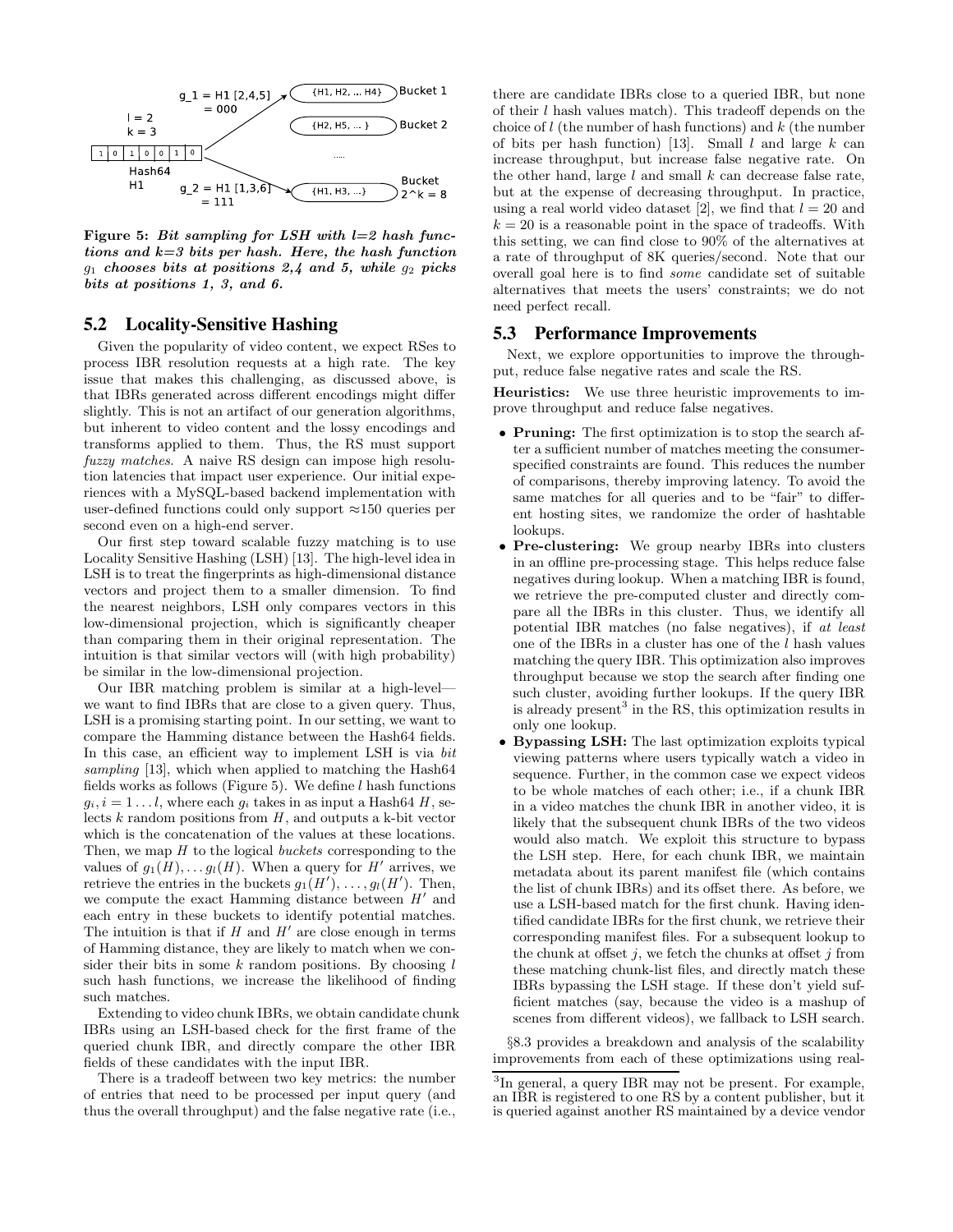Figure 5: *Bit sampling for LSH with l=2 hash functions and k=3 bits per hash. Here, the hash function $g_1$ chooses bits at positions 2,4 and 5, while $g_2$ picks bits at positions 1, 3, and 6.*

## 5.2 Locality-Sensitive Hashing

Given the popularity of video content, we expect RSes to process IBR resolution requests at a high rate. The key issue that makes this challenging, as discussed above, is that IBRs generated across different encodings might differ slightly. This is not an artifact of our generation algorithms, but inherent to video content and the lossy encodings and transforms applied to them. Thus, the RS must support *fuzzy matches*. A naive RS design can impose high resolution latencies that impact user experience. Our initial experiences with a MySQL-based backend implementation with user-defined functions could only support ≈150 queries per second even on a high-end server.

Our first step toward scalable fuzzy matching is to use Locality Sensitive Hashing (LSH) [13]. The high-level idea in LSH is to treat the fingerprints as high-dimensional distance vectors and project them to a smaller dimension. To find the nearest neighbors, LSH only compares vectors in this low-dimensional projection, which is significantly cheaper than comparing them in their original representation. The intuition is that similar vectors will (with high probability) be similar in the low-dimensional projection.

Our IBR matching problem is similar at a high-level—we want to find IBRs that are close to a given query. Thus, LSH is a promising starting point. In our setting, we want to compare the Hamming distance between the Hash64 fields. In this case, an efficient way to implement LSH is via *bit sampling* [13], which when applied to matching the Hash64 fields works as follows (Figure 5). We define $l$ hash functions $g_i, i = 1 \ldots l$, where each $g_i$ takes in as input a Hash64 $H$, selects $k$ random positions from $H$, and outputs a k-bit vector which is the concatenation of the values at these locations. Then, we map $H$ to the logical *buckets* corresponding to the values of $g_1(H), \ldots g_l(H)$. When a query for $H'$ arrives, we retrieve the entries in the buckets $g_1(H'), \ldots, g_l(H')$. Then, we compute the exact Hamming distance between $H'$ and each entry in these buckets to identify potential matches. The intuition is that if $H$ and $H'$ are close enough in terms of Hamming distance, they are likely to match when we consider their bits in some $k$ random positions. By choosing $l$ such hash functions, we increase the likelihood of finding such matches.

Extending to video chunk IBRs, we obtain candidate chunk IBRs using an LSH-based check for the first frame of the queried chunk IBR, and directly compare the other IBR fields of these candidates with the input IBR.

There is a tradeoff between two key metrics: the number of entries that need to be processed per input query (and thus the overall throughput) and the false negative rate (i.e., there are candidate IBRs close to a queried IBR, but none of their $l$ hash values match). This tradeoff depends on the choice of $l$ (the number of hash functions) and $k$ (the number of bits per hash function) [13]. Small $l$ and large $k$ can increase throughput, but increase false negative rate. On the other hand, large $l$ and small $k$ can decrease false rate, but at the expense of decreasing throughput. In practice, using a real world video dataset [2], we find that $l = 20$ and $k = 20$ is a reasonable point in the space of tradeoffs. With this setting, we can find close to 90% of the alternatives at a rate of throughput of 8K queries/second. Note that our overall goal here is to find *some* candidate set of suitable alternatives that meets the users' constraints; we do not need perfect recall.

## 5.3 Performance Improvements

Next, we explore opportunities to improve the throughput, reduce false negative rates and scale the RS.

**Heuristics:** We use three heuristic improvements to improve throughput and reduce false negatives.

- **Pruning:** The first optimization is to stop the search after a sufficient number of matches meeting the consumer-specified constraints are found. This reduces the number of comparisons, thereby improving latency. To avoid the same matches for all queries and to be "fair" to different hosting sites, we randomize the order of hashtable lookups.
- **Pre-clustering:** We group nearby IBRs into clusters in an offline pre-processing stage. This helps reduce false negatives during lookup. When a matching IBR is found, we retrieve the pre-computed cluster and directly compare all the IBRs in this cluster. Thus, we identify all potential IBR matches (no false negatives), if *at least* one of the IBRs in a cluster has one of the $l$ hash values matching the query IBR. This optimization also improves throughput because we stop the search after finding one such cluster, avoiding further lookups. If the query IBR is already present[3] in the RS, this optimization results in only one lookup.
- **Bypassing LSH:** The last optimization exploits typical viewing patterns where users typically watch a video in sequence. Further, in the common case we expect videos to be whole matches of each other; i.e., if a chunk IBR in a video matches the chunk IBR in another video, it is likely that the subsequent chunk IBRs of the two videos would also match. We exploit this structure to bypass the LSH step. Here, for each chunk IBR, we maintain metadata about its parent manifest file (which contains the list of chunk IBRs) and its offset there. As before, we use a LSH-based match for the first chunk. Having identified candidate IBRs for the first chunk, we retrieve their corresponding manifest files. For a subsequent lookup to the chunk at offset $j$, we fetch the chunks at offset $j$ from these matching chunk-list files, and directly match these IBRs bypassing the LSH stage. If these don't yield sufficient matches (say, because the video is a mashup of scenes from different videos), we fallback to LSH search.

§8.3 provides a breakdown and analysis of the scalability improvements from each of these optimizations using real-

[3] In general, a query IBR may not be present. For example, an IBR is registered to one RS by a content publisher, but it is queried against another RS maintained by a device vendor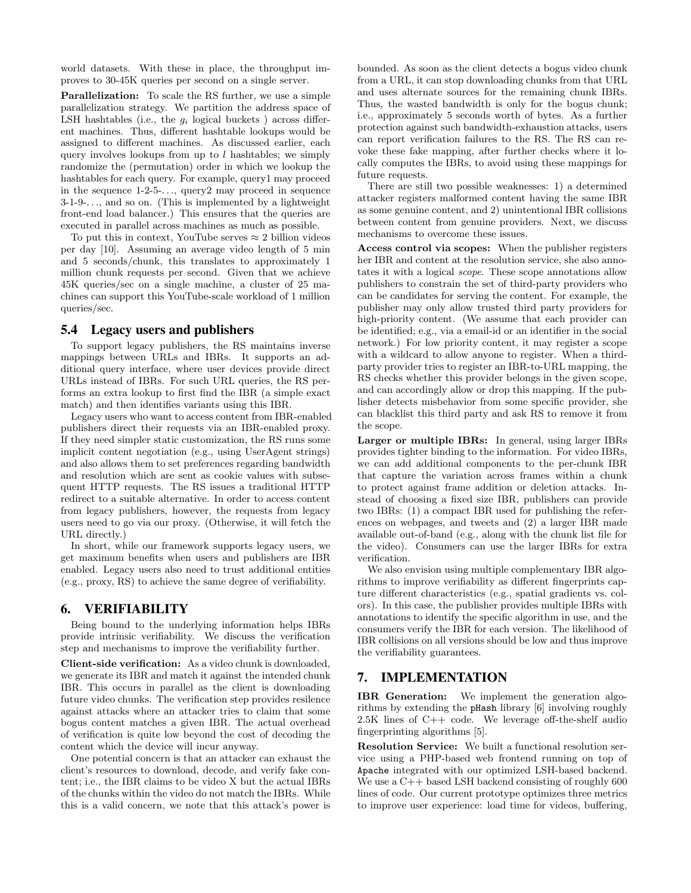world datasets. With these in place, the throughput improves to 30-45K queries per second on a single server.

**Parallelization:** To scale the RS further, we use a simple parallelization strategy. We partition the address space of LSH hashtables (i.e., the $g_i$ logical buckets ) across different machines. Thus, different hashtable lookups would be assigned to different machines. As discussed earlier, each query involves lookups from up to $l$ hashtables; we simply randomize the (permutation) order in which we lookup the hashtables for each query. For example, query1 may proceed in the sequence 1-2-5-..., query2 may proceed in sequence 3-1-9-..., and so on. (This is implemented by a lightweight front-end load balancer.) This ensures that the queries are executed in parallel across machines as much as possible.

To put this in context, YouTube serves $\approx$ 2 billion videos per day [10]. Assuming an average video length of 5 min and 5 seconds/chunk, this translates to approximately 1 million chunk requests per second. Given that we achieve 45K queries/sec on a single machine, a cluster of 25 machines can support this YouTube-scale workload of 1 million queries/sec.

## 5.4 Legacy users and publishers

To support legacy publishers, the RS maintains inverse mappings between URLs and IBRs. It supports an additional query interface, where user devices provide direct URLs instead of IBRs. For such URL queries, the RS performs an extra lookup to first find the IBR (a simple exact match) and then identifies variants using this IBR.

Legacy users who want to access content from IBR-enabled publishers direct their requests via an IBR-enabled proxy. If they need simpler static customization, the RS runs some implicit content negotiation (e.g., using UserAgent strings) and also allows them to set preferences regarding bandwidth and resolution which are sent as cookie values with subsequent HTTP requests. The RS issues a traditional HTTP redirect to a suitable alternative. In order to access content from legacy publishers, however, the requests from legacy users need to go via our proxy. (Otherwise, it will fetch the URL directly.)

In short, while our framework supports legacy users, we get maximum benefits when users and publishers are IBR enabled. Legacy users also need to trust additional entities (e.g., proxy, RS) to achieve the same degree of verifiability.

# 6. VERIFIABILITY

Being bound to the underlying information helps IBRs provide intrinsic verifiability. We discuss the verification step and mechanisms to improve the verifiability further.

**Client-side verification:** As a video chunk is downloaded, we generate its IBR and match it against the intended chunk IBR. This occurs in parallel as the client is downloading future video chunks. The verification step provides resilence against attacks where an attacker tries to claim that some bogus content matches a given IBR. The actual overhead of verification is quite low beyond the cost of decoding the content which the device will incur anyway.

One potential concern is that an attacker can exhaust the client's resources to download, decode, and verify fake content; i.e., the IBR claims to be video X but the actual IBRs of the chunks within the video do not match the IBRs. While this is a valid concern, we note that this attack's power is bounded. As soon as the client detects a bogus video chunk from a URL, it can stop downloading chunks from that URL and uses alternate sources for the remaining chunk IBRs. Thus, the wasted bandwidth is only for the bogus chunk; i.e., approximately 5 seconds worth of bytes. As a further protection against such bandwidth-exhaustion attacks, users can report verification failures to the RS. The RS can revoke these fake mapping, after further checks where it locally computes the IBRs, to avoid using these mappings for future requests.

There are still two possible weaknesses: 1) a determined attacker registers malformed content having the same IBR as some genuine content, and 2) unintentional IBR collisions between content from genuine providers. Next, we discuss mechanisms to overcome these issues.

**Access control via scopes:** When the publisher registers her IBR and content at the resolution service, she also annotates it with a logical *scope*. These scope annotations allow publishers to constrain the set of third-party providers who can be candidates for serving the content. For example, the publisher may only allow trusted third party providers for high-priority content. (We assume that each provider can be identified; e.g., via a email-id or an identifier in the social network.) For low priority content, it may register a scope with a wildcard to allow anyone to register. When a third-party provider tries to register an IBR-to-URL mapping, the RS checks whether this provider belongs in the given scope, and can accordingly allow or drop this mapping. If the publisher detects misbehavior from some specific provider, she can blacklist this third party and ask RS to remove it from the scope.

**Larger or multiple IBRs:** In general, using larger IBRs provides tighter binding to the information. For video IBRs, we can add additional components to the per-chunk IBR that capture the variation across frames within a chunk to protect against frame addition or deletion attacks. Instead of choosing a fixed size IBR, publishers can provide two IBRs: (1) a compact IBR used for publishing the references on webpages, and tweets and (2) a larger IBR made available out-of-band (e.g., along with the chunk list file for the video). Consumers can use the larger IBRs for extra verification.

We also envision using multiple complementary IBR algorithms to improve verifiability as different fingerprints capture different characteristics (e.g., spatial gradients vs. colors). In this case, the publisher provides multiple IBRs with annotations to identify the specific algorithm in use, and the consumers verify the IBR for each version. The likelihood of IBR collisions on all versions should be low and thus improve the verifiability guarantees.

# 7. IMPLEMENTATION

**IBR Generation:** We implement the generation algorithms by extending the `pHash` library [6] involving roughly 2.5K lines of C++ code. We leverage off-the-shelf audio fingerprinting algorithms [5].

**Resolution Service:** We built a functional resolution service using a PHP-based web frontend running on top of `Apache` integrated with our optimized LSH-based backend. We use a C++ based LSH backend consisting of roughly 600 lines of code. Our current prototype optimizes three metrics to improve user experience: load time for videos, buffering,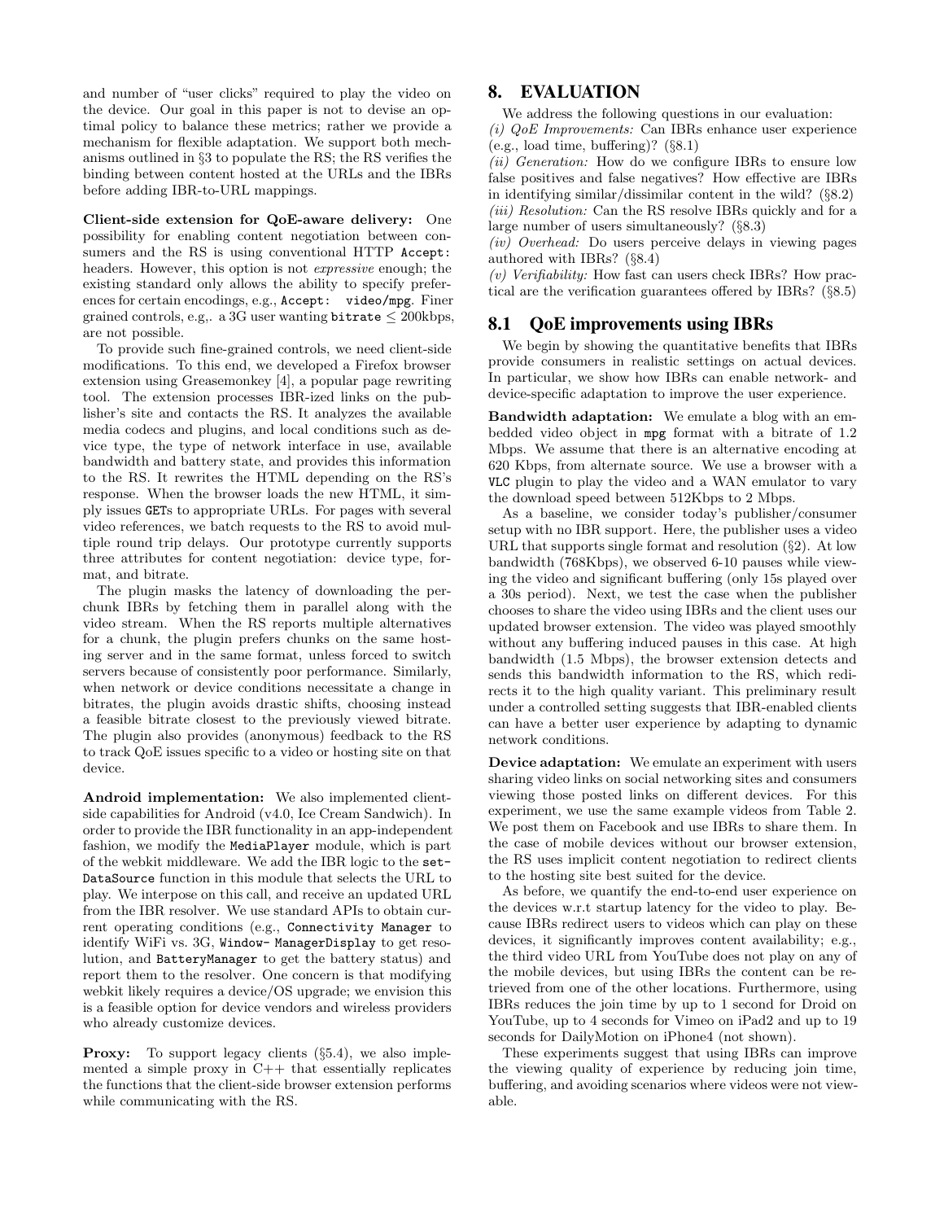and number of "user clicks" required to play the video on the device. Our goal in this paper is not to devise an optimal policy to balance these metrics; rather we provide a mechanism for flexible adaptation. We support both mechanisms outlined in §3 to populate the RS; the RS verifies the binding between content hosted at the URLs and the IBRs before adding IBR-to-URL mappings.

**Client-side extension for QoE-aware delivery:** One possibility for enabling content negotiation between consumers and the RS is using conventional HTTP `Accept:` headers. However, this option is not *expressive* enough; the existing standard only allows the ability to specify preferences for certain encodings, e.g., `Accept: video/mpg`. Finer grained controls, e.g,. a 3G user wanting `bitrate` ≤ 200kbps, are not possible.

To provide such fine-grained controls, we need client-side modifications. To this end, we developed a Firefox browser extension using Greasemonkey [4], a popular page rewriting tool. The extension processes IBR-ized links on the publisher's site and contacts the RS. It analyzes the available media codecs and plugins, and local conditions such as device type, the type of network interface in use, available bandwidth and battery state, and provides this information to the RS. It rewrites the HTML depending on the RS's response. When the browser loads the new HTML, it simply issues `GET`s to appropriate URLs. For pages with several video references, we batch requests to the RS to avoid multiple round trip delays. Our prototype currently supports three attributes for content negotiation: device type, format, and bitrate.

The plugin masks the latency of downloading the per-chunk IBRs by fetching them in parallel along with the video stream. When the RS reports multiple alternatives for a chunk, the plugin prefers chunks on the same hosting server and in the same format, unless forced to switch servers because of consistently poor performance. Similarly, when network or device conditions necessitate a change in bitrates, the plugin avoids drastic shifts, choosing instead a feasible bitrate closest to the previously viewed bitrate. The plugin also provides (anonymous) feedback to the RS to track QoE issues specific to a video or hosting site on that device.

**Android implementation:** We also implemented client-side capabilities for Android (v4.0, Ice Cream Sandwich). In order to provide the IBR functionality in an app-independent fashion, we modify the `MediaPlayer` module, which is part of the webkit middleware. We add the IBR logic to the `setDataSource` function in this module that selects the URL to play. We interpose on this call, and receive an updated URL from the IBR resolver. We use standard APIs to obtain current operating conditions (e.g., `Connectivity Manager` to identify WiFi vs. 3G, `Window- ManagerDisplay` to get resolution, and `BatteryManager` to get the battery status) and report them to the resolver. One concern is that modifying webkit likely requires a device/OS upgrade; we envision this is a feasible option for device vendors and wireless providers who already customize devices.

**Proxy:** To support legacy clients (§5.4), we also implemented a simple proxy in C++ that essentially replicates the functions that the client-side browser extension performs while communicating with the RS.

# 8. EVALUATION

We address the following questions in our evaluation:
*(i) QoE Improvements:* Can IBRs enhance user experience (e.g., load time, buffering)? (§8.1)
*(ii) Generation:* How do we configure IBRs to ensure low false positives and false negatives? How effective are IBRs in identifying similar/dissimilar content in the wild? (§8.2)
*(iii) Resolution:* Can the RS resolve IBRs quickly and for a large number of users simultaneously? (§8.3)
*(iv) Overhead:* Do users perceive delays in viewing pages authored with IBRs? (§8.4)
*(v) Verifiability:* How fast can users check IBRs? How practical are the verification guarantees offered by IBRs? (§8.5)

## 8.1 QoE improvements using IBRs

We begin by showing the quantitative benefits that IBRs provide consumers in realistic settings on actual devices. In particular, we show how IBRs can enable network- and device-specific adaptation to improve the user experience.

**Bandwidth adaptation:** We emulate a blog with an embedded video object in `mpg` format with a bitrate of 1.2 Mbps. We assume that there is an alternative encoding at 620 Kbps, from alternate source. We use a browser with a `VLC` plugin to play the video and a WAN emulator to vary the download speed between 512Kbps to 2 Mbps.

As a baseline, we consider today's publisher/consumer setup with no IBR support. Here, the publisher uses a video URL that supports single format and resolution (§2). At low bandwidth (768Kbps), we observed 6-10 pauses while viewing the video and significant buffering (only 15s played over a 30s period). Next, we test the case when the publisher chooses to share the video using IBRs and the client uses our updated browser extension. The video was played smoothly without any buffering induced pauses in this case. At high bandwidth (1.5 Mbps), the browser extension detects and sends this bandwidth information to the RS, which redirects it to the high quality variant. This preliminary result under a controlled setting suggests that IBR-enabled clients can have a better user experience by adapting to dynamic network conditions.

**Device adaptation:** We emulate an experiment with users sharing video links on social networking sites and consumers viewing those posted links on different devices. For this experiment, we use the same example videos from Table 2. We post them on Facebook and use IBRs to share them. In the case of mobile devices without our browser extension, the RS uses implicit content negotiation to redirect clients to the hosting site best suited for the device.

As before, we quantify the end-to-end user experience on the devices w.r.t startup latency for the video to play. Because IBRs redirect users to videos which can play on these devices, it significantly improves content availability; e.g., the third video URL from YouTube does not play on any of the mobile devices, but using IBRs the content can be retrieved from one of the other locations. Furthermore, using IBRs reduces the join time by up to 1 second for Droid on YouTube, up to 4 seconds for Vimeo on iPad2 and up to 19 seconds for DailyMotion on iPhone4 (not shown).

These experiments suggest that using IBRs can improve the viewing quality of experience by reducing join time, buffering, and avoiding scenarios where videos were not viewable.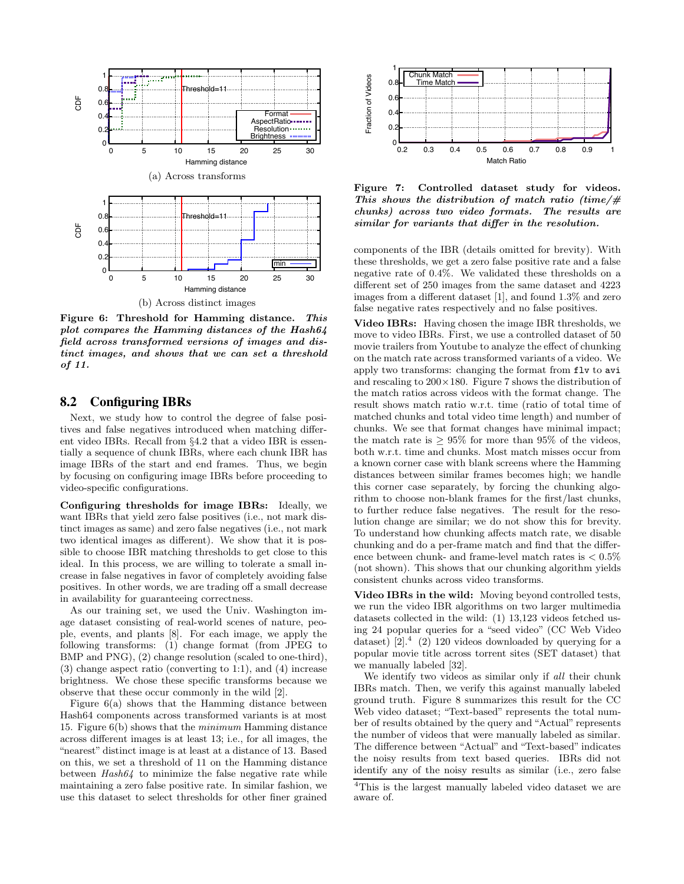(a) Across transforms

(b) Across distinct images

**Figure 6: Threshold for Hamming distance.** ***This plot compares the Hamming distances of the Hash64 field across transformed versions of images and distinct images, and shows that we can set a threshold of 11.***

## 8.2 Configuring IBRs

Next, we study how to control the degree of false positives and false negatives introduced when matching different video IBRs. Recall from §4.2 that a video IBR is essentially a sequence of chunk IBRs, where each chunk IBR has image IBRs of the start and end frames. Thus, we begin by focusing on configuring image IBRs before proceeding to video-specific configurations.

**Configuring thresholds for image IBRs:** Ideally, we want IBRs that yield zero false positives (i.e., not mark distinct images as same) and zero false negatives (i.e., not mark two identical images as different). We show that it is possible to choose IBR matching thresholds to get close to this ideal. In this process, we are willing to tolerate a small increase in false negatives in favor of completely avoiding false positives. In other words, we are trading off a small decrease in availability for guaranteeing correctness.

As our training set, we used the Univ. Washington image dataset consisting of real-world scenes of nature, people, events, and plants [8]. For each image, we apply the following transforms: (1) change format (from JPEG to BMP and PNG), (2) change resolution (scaled to one-third), (3) change aspect ratio (converting to 1:1), and (4) increase brightness. We chose these specific transforms because we observe that these occur commonly in the wild [2].

Figure 6(a) shows that the Hamming distance between Hash64 components across transformed variants is at most 15. Figure 6(b) shows that the *minimum* Hamming distance across different images is at least 13; i.e., for all images, the "nearest" distinct image is at least at a distance of 13. Based on this, we set a threshold of 11 on the Hamming distance between *Hash64* to minimize the false negative rate while maintaining a zero false positive rate. In similar fashion, we use this dataset to select thresholds for other finer grained components of the IBR (details omitted for brevity). With these thresholds, we get a zero false positive rate and a false negative rate of 0.4%. We validated these thresholds on a different set of 250 images from the same dataset and 4223 images from a different dataset [1], and found 1.3% and zero false negative rates respectively and no false positives.

**Figure 7: Controlled dataset study for videos.** ***This shows the distribution of match ratio (time/# chunks) across two video formats. The results are similar for variants that differ in the resolution.***

**Video IBRs:** Having chosen the image IBR thresholds, we move to video IBRs. First, we use a controlled dataset of 50 movie trailers from Youtube to analyze the effect of chunking on the match rate across transformed variants of a video. We apply two transforms: changing the format from `flv` to `avi` and rescaling to $200\times180$. Figure 7 shows the distribution of the match ratios across videos with the format change. The result shows match ratio w.r.t. time (ratio of total time of matched chunks and total video time length) and number of chunks. We see that format changes have minimal impact; the match rate is $\geq 95\%$ for more than 95% of the videos, both w.r.t. time and chunks. Most match misses occur from a known corner case with blank screens where the Hamming distances between similar frames becomes high; we handle this corner case separately, by forcing the chunking algorithm to choose non-blank frames for the first/last chunks, to further reduce false negatives. The result for the resolution change are similar; we do not show this for brevity. To understand how chunking affects match rate, we disable chunking and do a per-frame match and find that the difference between chunk- and frame-level match rates is $< 0.5\%$ (not shown). This shows that our chunking algorithm yields consistent chunks across video transforms.

**Video IBRs in the wild:** Moving beyond controlled tests, we run the video IBR algorithms on two larger multimedia datasets collected in the wild: (1) 13,123 videos fetched using 24 popular queries for a "seed video" (CC Web Video dataset) [2].[4] (2) 120 videos downloaded by querying for a popular movie title across torrent sites (SET dataset) that we manually labeled [32].

We identify two videos as similar only if *all* their chunk IBRs match. Then, we verify this against manually labeled ground truth. Figure 8 summarizes this result for the CC Web video dataset; "Text-based" represents the total number of results obtained by the query and "Actual" represents the number of videos that were manually labeled as similar. The difference between "Actual" and "Text-based" indicates the noisy results from text based queries. IBRs did not identify any of the noisy results as similar (i.e., zero false

[4] This is the largest manually labeled video dataset we are aware of.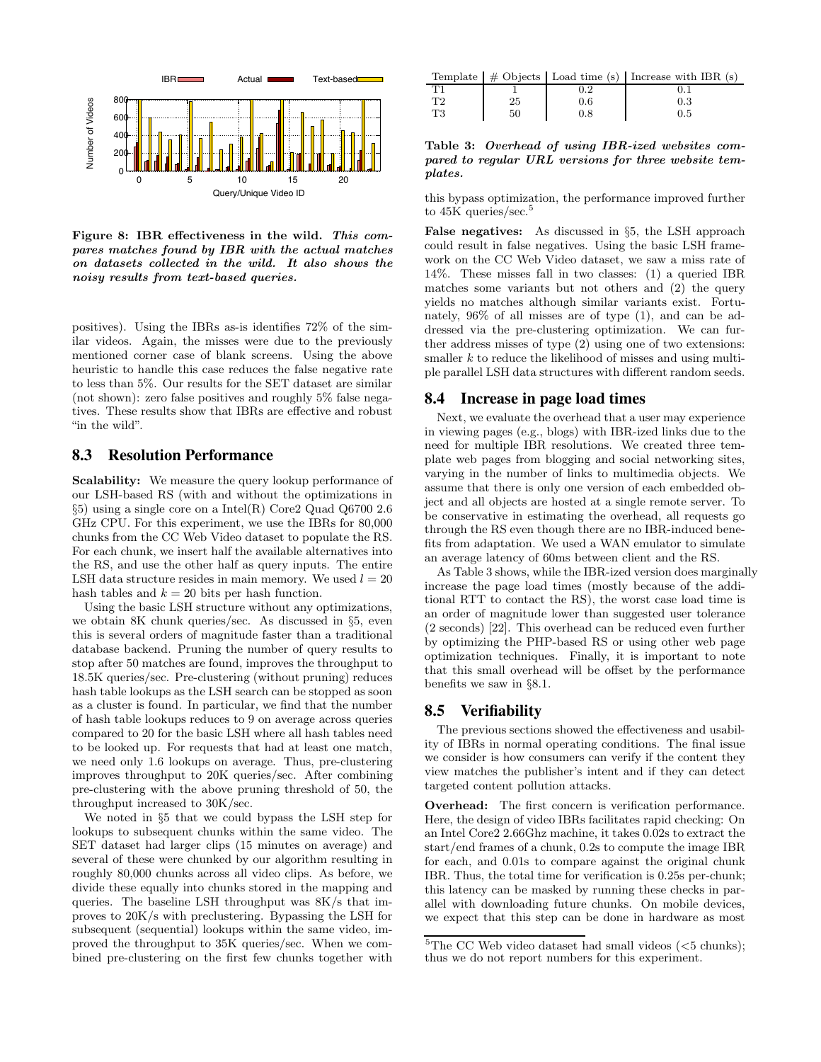Figure 8: IBR effectiveness in the wild. *This compares matches found by IBR with the actual matches on datasets collected in the wild. It also shows the noisy results from text-based queries.*

positives). Using the IBRs as-is identifies 72% of the similar videos. Again, the misses were due to the previously mentioned corner case of blank screens. Using the above heuristic to handle this case reduces the false negative rate to less than 5%. Our results for the SET dataset are similar (not shown): zero false positives and roughly 5% false negatives. These results show that IBRs are effective and robust "in the wild".

## 8.3 Resolution Performance

**Scalability:** We measure the query lookup performance of our LSH-based RS (with and without the optimizations in §5) using a single core on a Intel(R) Core2 Quad Q6700 2.6 GHz CPU. For this experiment, we use the IBRs for 80,000 chunks from the CC Web Video dataset to populate the RS. For each chunk, we insert half the available alternatives into the RS, and use the other half as query inputs. The entire LSH data structure resides in main memory. We used $l = 20$ hash tables and $k = 20$ bits per hash function.

Using the basic LSH structure without any optimizations, we obtain 8K chunk queries/sec. As discussed in §5, even this is several orders of magnitude faster than a traditional database backend. Pruning the number of query results to stop after 50 matches are found, improves the throughput to 18.5K queries/sec. Pre-clustering (without pruning) reduces hash table lookups as the LSH search can be stopped as soon as a cluster is found. In particular, we find that the number of hash table lookups reduces to 9 on average across queries compared to 20 for the basic LSH where all hash tables need to be looked up. For requests that had at least one match, we need only 1.6 lookups on average. Thus, pre-clustering improves throughput to 20K queries/sec. After combining pre-clustering with the above pruning threshold of 50, the throughput increased to 30K/sec.

We noted in §5 that we could bypass the LSH step for lookups to subsequent chunks within the same video. The SET dataset had larger clips (15 minutes on average) and several of these were chunked by our algorithm resulting in roughly 80,000 chunks across all video clips. As before, we divide these equally into chunks stored in the mapping and queries. The baseline LSH throughput was 8K/s that improves to 20K/s with preclustering. Bypassing the LSH for subsequent (sequential) lookups within the same video, improved the throughput to 35K queries/sec. When we combined pre-clustering on the first few chunks together with this bypass optimization, the performance improved further to 45K queries/sec.[5]

**False negatives:** As discussed in §5, the LSH approach could result in false negatives. Using the basic LSH framework on the CC Web Video dataset, we saw a miss rate of 14%. These misses fall in two classes: (1) a queried IBR matches some variants but not others and (2) the query yields no matches although similar variants exist. Fortunately, 96% of all misses are of type (1), and can be addressed via the pre-clustering optimization. We can further address misses of type (2) using one of two extensions: smaller $k$ to reduce the likelihood of misses and using multiple parallel LSH data structures with different random seeds.

| Template | # Objects | Load time (s) | Increase with IBR (s) |
|---|---|---|---|
| T1 | 1 | 0.2 | 0.1 |
| T2 | 25 | 0.6 | 0.3 |
| T3 | 50 | 0.8 | 0.5 |

Table 3: *Overhead of using IBR-ized websites compared to regular URL versions for three website templates.*

## 8.4 Increase in page load times

Next, we evaluate the overhead that a user may experience in viewing pages (e.g., blogs) with IBR-ized links due to the need for multiple IBR resolutions. We created three template web pages from blogging and social networking sites, varying in the number of links to multimedia objects. We assume that there is only one version of each embedded object and all objects are hosted at a single remote server. To be conservative in estimating the overhead, all requests go through the RS even though there are no IBR-induced benefits from adaptation. We used a WAN emulator to simulate an average latency of 60ms between client and the RS.

As Table 3 shows, while the IBR-ized version does marginally increase the page load times (mostly because of the additional RTT to contact the RS), the worst case load time is an order of magnitude lower than suggested user tolerance (2 seconds) [22]. This overhead can be reduced even further by optimizing the PHP-based RS or using other web page optimization techniques. Finally, it is important to note that this small overhead will be offset by the performance benefits we saw in §8.1.

## 8.5 Verifiability

The previous sections showed the effectiveness and usability of IBRs in normal operating conditions. The final issue we consider is how consumers can verify if the content they view matches the publisher's intent and if they can detect targeted content pollution attacks.

**Overhead:** The first concern is verification performance. Here, the design of video IBRs facilitates rapid checking: On an Intel Core2 2.66Ghz machine, it takes 0.02s to extract the start/end frames of a chunk, 0.2s to compute the image IBR for each, and 0.01s to compare against the original chunk IBR. Thus, the total time for verification is 0.25s per-chunk; this latency can be masked by running these checks in parallel with downloading future chunks. On mobile devices, we expect that this step can be done in hardware as most

[5] The CC Web video dataset had small videos (<5 chunks); thus we do not report numbers for this experiment.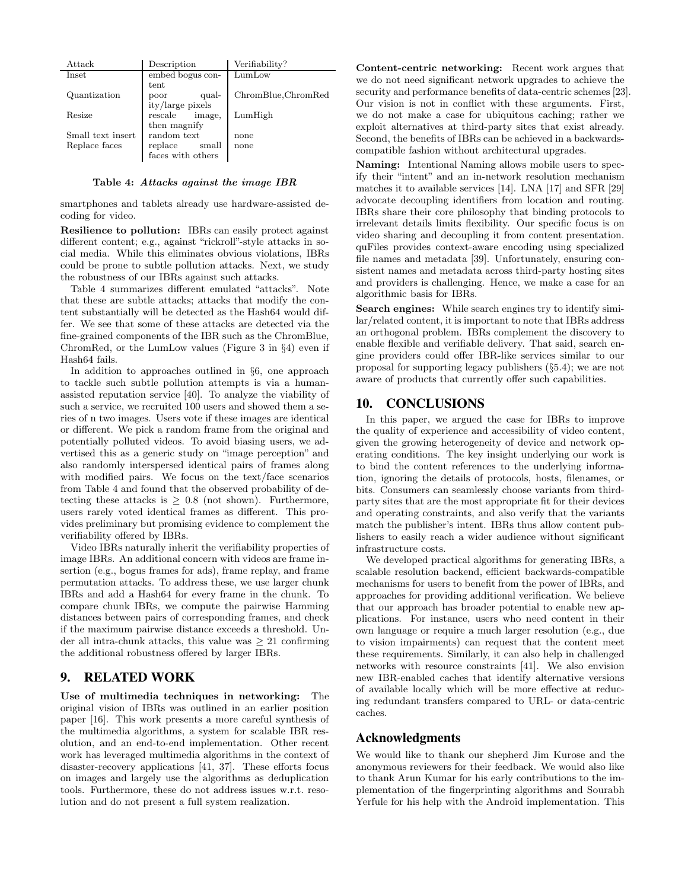| Attack | Description | Verifiability? |
|---|---|---|
| Inset | embed bogus content | LumLow |
| Quantization | poor quality/large pixels | ChromBlue,ChromRed |
| Resize | rescale image, then magnify | LumHigh |
| Small text insert | random text | none |
| Replace faces | replace small faces with others | none |

**Table 4: *Attacks against the image IBR***

smartphones and tablets already use hardware-assisted decoding for video.

**Resilience to pollution:** IBRs can easily protect against different content; e.g., against "rickroll"-style attacks in social media. While this eliminates obvious violations, IBRs could be prone to subtle pollution attacks. Next, we study the robustness of our IBRs against such attacks.

Table 4 summarizes different emulated "attacks". Note that these are subtle attacks; attacks that modify the content substantially will be detected as the Hash64 would differ. We see that some of these attacks are detected via the fine-grained components of the IBR such as the ChromBlue, ChromRed, or the LumLow values (Figure 3 in §4) even if Hash64 fails.

In addition to approaches outlined in §6, one approach to tackle such subtle pollution attempts is via a human-assisted reputation service [40]. To analyze the viability of such a service, we recruited 100 users and showed them a series of n two images. Users vote if these images are identical or different. We pick a random frame from the original and potentially polluted videos. To avoid biasing users, we advertised this as a generic study on "image perception" and also randomly interspersed identical pairs of frames along with modified pairs. We focus on the text/face scenarios from Table 4 and found that the observed probability of detecting these attacks is $\geq 0.8$ (not shown). Furthermore, users rarely voted identical frames as different. This provides preliminary but promising evidence to complement the verifiability offered by IBRs.

Video IBRs naturally inherit the verifiability properties of image IBRs. An additional concern with videos are frame insertion (e.g., bogus frames for ads), frame replay, and frame permutation attacks. To address these, we use larger chunk IBRs and add a Hash64 for every frame in the chunk. To compare chunk IBRs, we compute the pairwise Hamming distances between pairs of corresponding frames, and check if the maximum pairwise distance exceeds a threshold. Under all intra-chunk attacks, this value was $\geq 21$ confirming the additional robustness offered by larger IBRs.

## 9. RELATED WORK

**Use of multimedia techniques in networking:** The original vision of IBRs was outlined in an earlier position paper [16]. This work presents a more careful synthesis of the multimedia algorithms, a system for scalable IBR resolution, and an end-to-end implementation. Other recent work has leveraged multimedia algorithms in the context of disaster-recovery applications [41, 37]. These efforts focus on images and largely use the algorithms as deduplication tools. Furthermore, these do not address issues w.r.t. resolution and do not present a full system realization.

**Content-centric networking:** Recent work argues that we do not need significant network upgrades to achieve the security and performance benefits of data-centric schemes [23]. Our vision is not in conflict with these arguments. First, we do not make a case for ubiquitous caching; rather we exploit alternatives at third-party sites that exist already. Second, the benefits of IBRs can be achieved in a backwards-compatible fashion without architectural upgrades.

**Naming:** Intentional Naming allows mobile users to specify their "intent" and an in-network resolution mechanism matches it to available services [14]. LNA [17] and SFR [29] advocate decoupling identifiers from location and routing. IBRs share their core philosophy that binding protocols to irrelevant details limits flexibility. Our specific focus is on video sharing and decoupling it from content presentation. quFiles provides context-aware encoding using specialized file names and metadata [39]. Unfortunately, ensuring consistent names and metadata across third-party hosting sites and providers is challenging. Hence, we make a case for an algorithmic basis for IBRs.

**Search engines:** While search engines try to identify similar/related content, it is important to note that IBRs address an orthogonal problem. IBRs complement the discovery to enable flexible and verifiable delivery. That said, search engine providers could offer IBR-like services similar to our proposal for supporting legacy publishers (§5.4); we are not aware of products that currently offer such capabilities.

## 10. CONCLUSIONS

In this paper, we argued the case for IBRs to improve the quality of experience and accessibility of video content, given the growing heterogeneity of device and network operating conditions. The key insight underlying our work is to bind the content references to the underlying information, ignoring the details of protocols, hosts, filenames, or bits. Consumers can seamlessly choose variants from third-party sites that are the most appropriate fit for their devices and operating constraints, and also verify that the variants match the publisher's intent. IBRs thus allow content publishers to easily reach a wider audience without significant infrastructure costs.

We developed practical algorithms for generating IBRs, a scalable resolution backend, efficient backwards-compatible mechanisms for users to benefit from the power of IBRs, and approaches for providing additional verification. We believe that our approach has broader potential to enable new applications. For instance, users who need content in their own language or require a much larger resolution (e.g., due to vision impairments) can request that the content meet these requirements. Similarly, it can also help in challenged networks with resource constraints [41]. We also envision new IBR-enabled caches that identify alternative versions of available locally which will be more effective at reducing redundant transfers compared to URL- or data-centric caches.

## Acknowledgments

We would like to thank our shepherd Jim Kurose and the anonymous reviewers for their feedback. We would also like to thank Arun Kumar for his early contributions to the implementation of the fingerprinting algorithms and Sourabh Yerfule for his help with the Android implementation. This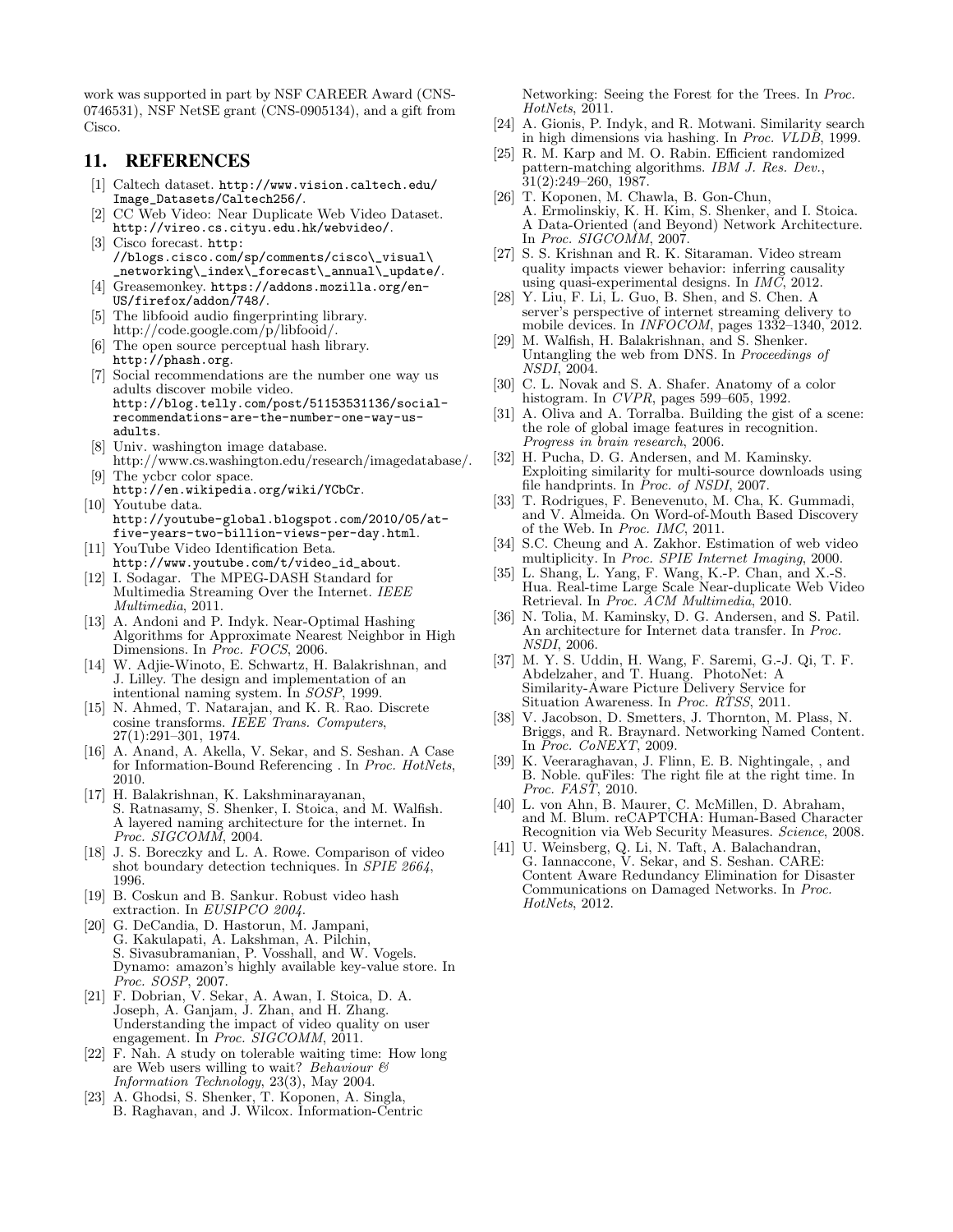work was supported in part by NSF CAREER Award (CNS-0746531), NSF NetSE grant (CNS-0905134), and a gift from Cisco.

## 11. REFERENCES

[1] Caltech dataset. http://www.vision.caltech.edu/Image_Datasets/Caltech256/.

[2] CC Web Video: Near Duplicate Web Video Dataset. http://vireo.cs.cityu.edu.hk/webvideo/.

[3] Cisco forecast. http://blogs.cisco.com/sp/comments/cisco\_visual\_networking\_index\_forecast\_annual\_update/.

[4] Greasemonkey. https://addons.mozilla.org/en-US/firefox/addon/748/.

[5] The libfooid audio fingerprinting library. http://code.google.com/p/libfooid/.

[6] The open source perceptual hash library. http://phash.org.

[7] Social recommendations are the number one way us adults discover mobile video. http://blog.telly.com/post/51153531136/social-recommendations-are-the-number-one-way-us-adults.

[8] Univ. washington image database. http://www.cs.washington.edu/research/imagedatabase/.

[9] The ycbcr color space. http://en.wikipedia.org/wiki/YCbCr.

[10] Youtube data. http://youtube-global.blogspot.com/2010/05/at-five-years-two-billion-views-per-day.html.

[11] YouTube Video Identification Beta. http://www.youtube.com/t/video_id_about.

[12] I. Sodagar. The MPEG-DASH Standard for Multimedia Streaming Over the Internet. *IEEE Multimedia*, 2011.

[13] A. Andoni and P. Indyk. Near-Optimal Hashing Algorithms for Approximate Nearest Neighbor in High Dimensions. In *Proc. FOCS*, 2006.

[14] W. Adjie-Winoto, E. Schwartz, H. Balakrishnan, and J. Lilley. The design and implementation of an intentional naming system. In *SOSP*, 1999.

[15] N. Ahmed, T. Natarajan, and K. R. Rao. Discrete cosine transforms. *IEEE Trans. Computers*, 27(1):291–301, 1974.

[16] A. Anand, A. Akella, V. Sekar, and S. Seshan. A Case for Information-Bound Referencing . In *Proc. HotNets*, 2010.

[17] H. Balakrishnan, K. Lakshminarayanan, S. Ratnasamy, S. Shenker, I. Stoica, and M. Walfish. A layered naming architecture for the internet. In *Proc. SIGCOMM*, 2004.

[18] J. S. Boreczky and L. A. Rowe. Comparison of video shot boundary detection techniques. In *SPIE 2664*, 1996.

[19] B. Coskun and B. Sankur. Robust video hash extraction. In *EUSIPCO 2004*.

[20] G. DeCandia, D. Hastorun, M. Jampani, G. Kakulapati, A. Lakshman, A. Pilchin, S. Sivasubramanian, P. Vosshall, and W. Vogels. Dynamo: amazon's highly available key-value store. In *Proc. SOSP*, 2007.

[21] F. Dobrian, V. Sekar, A. Awan, I. Stoica, D. A. Joseph, A. Ganjam, J. Zhan, and H. Zhang. Understanding the impact of video quality on user engagement. In *Proc. SIGCOMM*, 2011.

[22] F. Nah. A study on tolerable waiting time: How long are Web users willing to wait? *Behaviour & Information Technology*, 23(3), May 2004.

[23] A. Ghodsi, S. Shenker, T. Koponen, A. Singla, B. Raghavan, and J. Wilcox. Information-Centric Networking: Seeing the Forest for the Trees. In *Proc. HotNets*, 2011.

[24] A. Gionis, P. Indyk, and R. Motwani. Similarity search in high dimensions via hashing. In *Proc. VLDB*, 1999.

[25] R. M. Karp and M. O. Rabin. Efficient randomized pattern-matching algorithms. *IBM J. Res. Dev.*, 31(2):249–260, 1987.

[26] T. Koponen, M. Chawla, B. Gon-Chun, A. Ermolinskiy, K. H. Kim, S. Shenker, and I. Stoica. A Data-Oriented (and Beyond) Network Architecture. In *Proc. SIGCOMM*, 2007.

[27] S. S. Krishnan and R. K. Sitaraman. Video stream quality impacts viewer behavior: inferring causality using quasi-experimental designs. In *IMC*, 2012.

[28] Y. Liu, F. Li, L. Guo, B. Shen, and S. Chen. A server's perspective of internet streaming delivery to mobile devices. In *INFOCOM*, pages 1332–1340, 2012.

[29] M. Walfish, H. Balakrishnan, and S. Shenker. Untangling the web from DNS. In *Proceedings of NSDI*, 2004.

[30] C. L. Novak and S. A. Shafer. Anatomy of a color histogram. In *CVPR*, pages 599–605, 1992.

[31] A. Oliva and A. Torralba. Building the gist of a scene: the role of global image features in recognition. *Progress in brain research*, 2006.

[32] H. Pucha, D. G. Andersen, and M. Kaminsky. Exploiting similarity for multi-source downloads using file handprints. In *Proc. of NSDI*, 2007.

[33] T. Rodrigues, F. Benevenuto, M. Cha, K. Gummadi, and V. Almeida. On Word-of-Mouth Based Discovery of the Web. In *Proc. IMC*, 2011.

[34] S.C. Cheung and A. Zakhor. Estimation of web video multiplicity. In *Proc. SPIE Internet Imaging*, 2000.

[35] L. Shang, L. Yang, F. Wang, K.-P. Chan, and X.-S. Hua. Real-time Large Scale Near-duplicate Web Video Retrieval. In *Proc. ACM Multimedia*, 2010.

[36] N. Tolia, M. Kaminsky, D. G. Andersen, and S. Patil. An architecture for Internet data transfer. In *Proc. NSDI*, 2006.

[37] M. Y. S. Uddin, H. Wang, F. Saremi, G.-J. Qi, T. F. Abdelzaher, and T. Huang. PhotoNet: A Similarity-Aware Picture Delivery Service for Situation Awareness. In *Proc. RTSS*, 2011.

[38] V. Jacobson, D. Smetters, J. Thornton, M. Plass, N. Briggs, and R. Braynard. Networking Named Content. In *Proc. CoNEXT*, 2009.

[39] K. Veeraraghavan, J. Flinn, E. B. Nightingale, , and B. Noble. quFiles: The right file at the right time. In *Proc. FAST*, 2010.

[40] L. von Ahn, B. Maurer, C. McMillen, D. Abraham, and M. Blum. reCAPTCHA: Human-Based Character Recognition via Web Security Measures. *Science*, 2008.

[41] U. Weinsberg, Q. Li, N. Taft, A. Balachandran, G. Iannaccone, V. Sekar, and S. Seshan. CARE: Content Aware Redundancy Elimination for Disaster Communications on Damaged Networks. In *Proc. HotNets*, 2012.